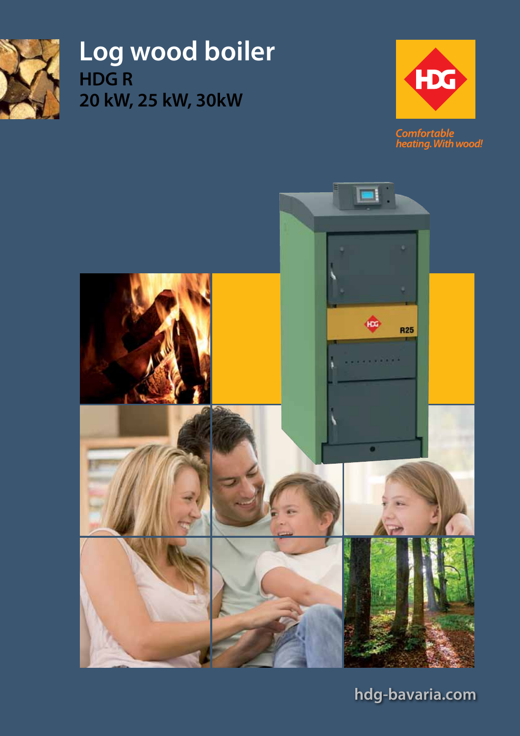# Log wood boiler

## HDG R

## 20 kW, 25 kW, 30kW

*Comfortable heating. With wood!*

hdg-bavaria.com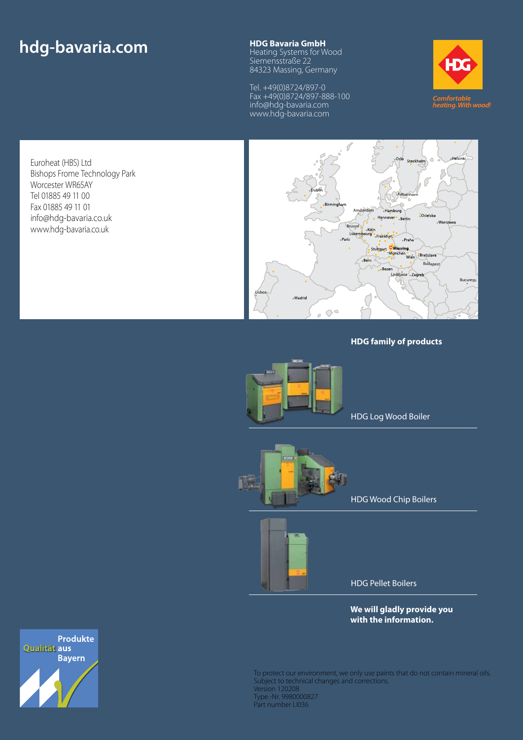# hdg-bavaria.com

**HDG Bavaria GmbH**
Heating Systems for Wood
Siemensstraße 22
84323 Massing, Germany

Tel. +49(0)8724/897-0
Fax +49(0)8724/897-888-100
info@hdg-bavaria.com
www.hdg-bavaria.com

*Comfortable heating. With wood!*

Euroheat (HBS) Ltd
Bishops Frome Technology Park
Worcester WR65AY
Tel 01885 49 11 00
Fax 01885 49 11 01
info@hdg-bavaria.co.uk
www.hdg-bavaria.co.uk

**HDG family of products**

HDG Log Wood Boiler

HDG Wood Chip Boilers

HDG Pellet Boilers

**We will gladly provide you with the information.**

Qualität Produkte aus Bayern

To protect our environment, we only use paints that do not contain mineral oils.
Subject to technical changes and corrections.
Version 120208
Type.-Nr. 9980000827
Part number LI036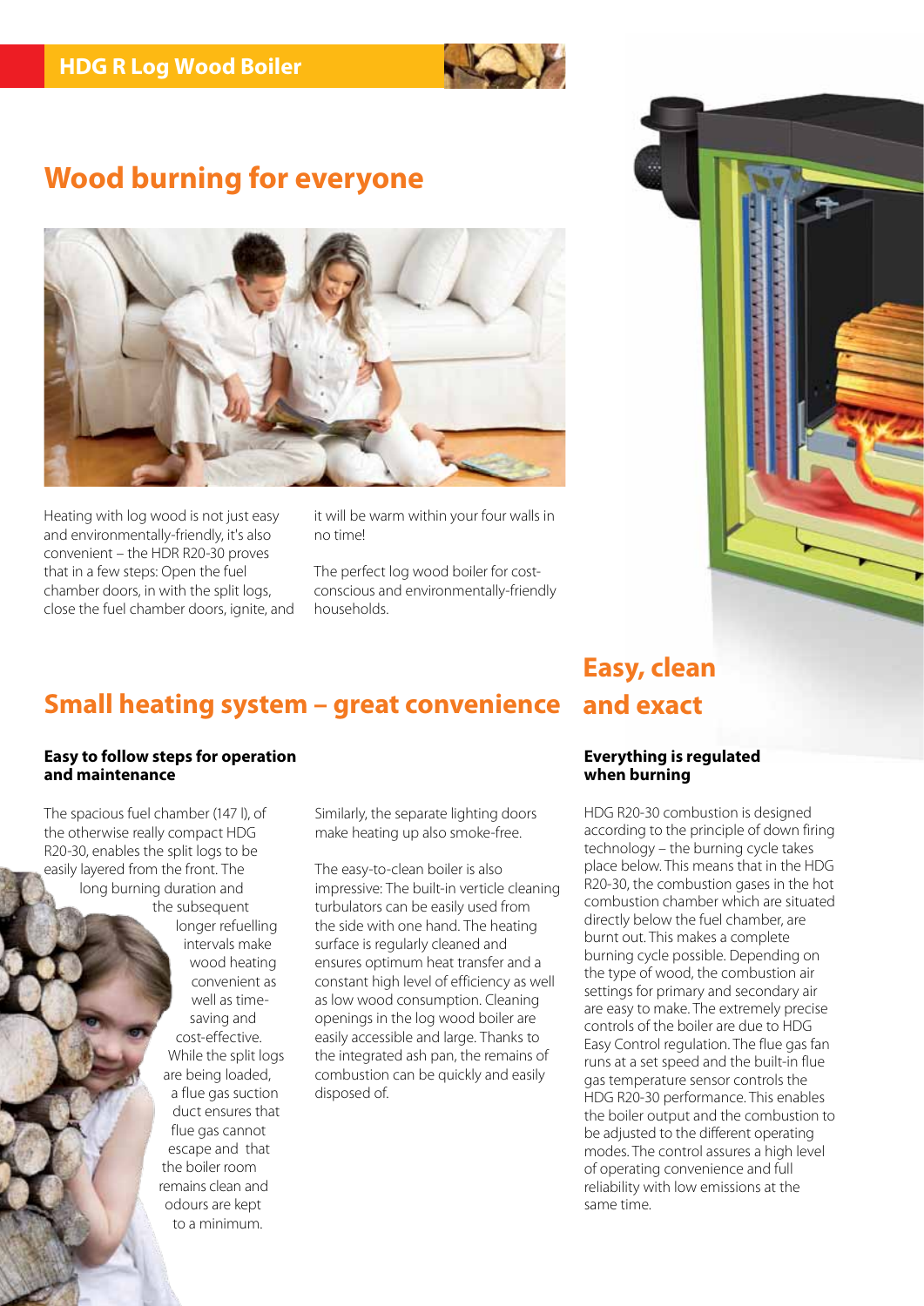# Wood burning for everyone

Heating with log wood is not just easy and environmentally-friendly, it's also convenient – the HDR R20-30 proves that in a few steps: Open the fuel chamber doors, in with the split logs, close the fuel chamber doors, ignite, and it will be warm within your four walls in no time!

The perfect log wood boiler for cost-conscious and environmentally-friendly households.

## Small heating system – great convenience

### Easy to follow steps for operation and maintenance

The spacious fuel chamber (147 l), of the otherwise really compact HDG R20-30, enables the split logs to be easily layered from the front. The long burning duration and the subsequent longer refuelling intervals make wood heating convenient as well as time-saving and cost-effective. While the split logs are being loaded, a flue gas suction duct ensures that flue gas cannot escape and that the boiler room remains clean and odours are kept to a minimum.

Similarly, the separate lighting doors make heating up also smoke-free.

The easy-to-clean boiler is also impressive: The built-in verticle cleaning turbulators can be easily used from the side with one hand. The heating surface is regularly cleaned and ensures optimum heat transfer and a constant high level of efficiency as well as low wood consumption. Cleaning openings in the log wood boiler are easily accessible and large. Thanks to the integrated ash pan, the remains of combustion can be quickly and easily disposed of.

## Easy, clean and exact

### Everything is regulated when burning

HDG R20-30 combustion is designed according to the principle of down firing technology – the burning cycle takes place below. This means that in the HDG R20-30, the combustion gases in the hot combustion chamber which are situated directly below the fuel chamber, are burnt out. This makes a complete burning cycle possible. Depending on the type of wood, the combustion air settings for primary and secondary air are easy to make. The extremely precise controls of the boiler are due to HDG Easy Control regulation. The flue gas fan runs at a set speed and the built-in flue gas temperature sensor controls the HDG R20-30 performance. This enables the boiler output and the combustion to be adjusted to the different operating modes. The control assures a high level of operating convenience and full reliability with low emissions at the same time.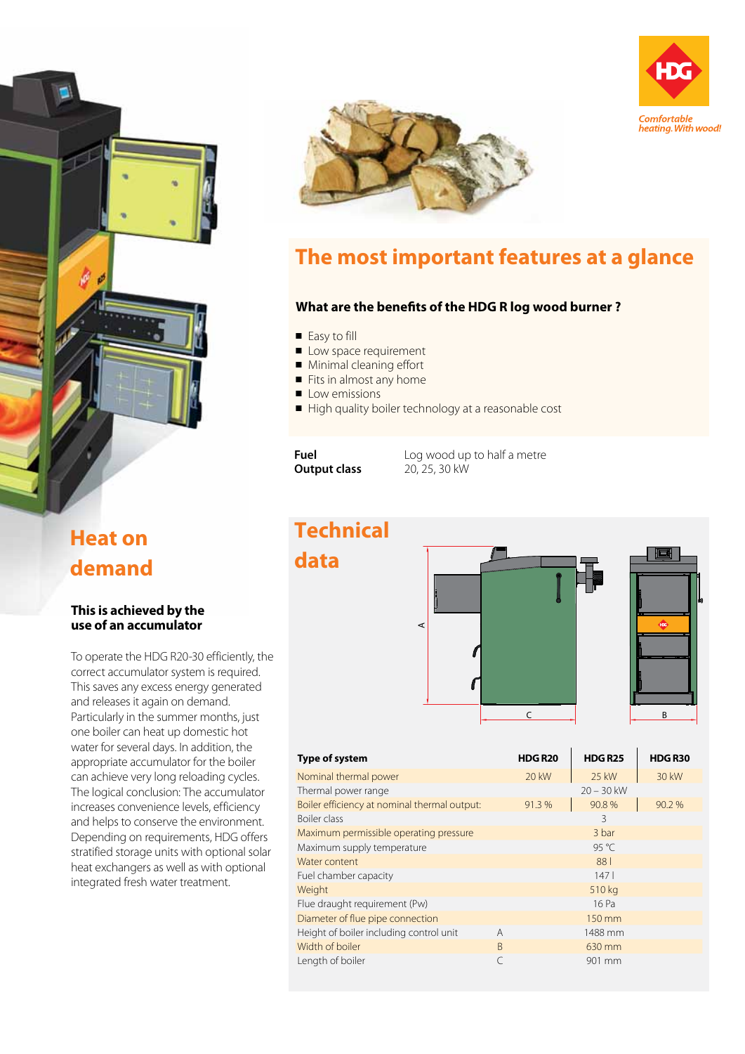HDG

*Comfortable heating. With wood!*

# The most important features at a glance

### What are the benefits of the HDG R log wood burner ?

- Easy to fill
- Low space requirement
- Minimal cleaning effort
- Fits in almost any home
- Low emissions
- High quality boiler technology at a reasonable cost

**Fuel** Log wood up to half a metre
**Output class** 20, 25, 30 kW

# Heat on demand

### This is achieved by the use of an accumulator

To operate the HDG R20-30 efficiently, the correct accumulator system is required. This saves any excess energy generated and releases it again on demand. Particularly in the summer months, just one boiler can heat up domestic hot water for several days. In addition, the appropriate accumulator for the boiler can achieve very long reloading cycles. The logical conclusion: The accumulator increases convenience levels, efficiency and helps to conserve the environment. Depending on requirements, HDG offers stratified storage units with optional solar heat exchangers as well as with optional integrated fresh water treatment.

# Technical data

A

C

B

| Type of system | | HDG R20 | HDG R25 | HDG R30 |
|---|---|---|---|---|
| Nominal thermal power | | 20 kW | 25 kW | 30 kW |
| Thermal power range | | | 20 – 30 kW | |
| Boiler efficiency at nominal thermal output: | | 91.3 % | 90.8 % | 90.2 % |
| Boiler class | | | 3 | |
| Maximum permissible operating pressure | | | 3 bar | |
| Maximum supply temperature | | | 95 °C | |
| Water content | | | 88 l | |
| Fuel chamber capacity | | | 147 l | |
| Weight | | | 510 kg | |
| Flue draught requirement (Pw) | | | 16 Pa | |
| Diameter of flue pipe connection | | | 150 mm | |
| Height of boiler including control unit | A | | 1488 mm | |
| Width of boiler | B | | 630 mm | |
| Length of boiler | C | | 901 mm | |